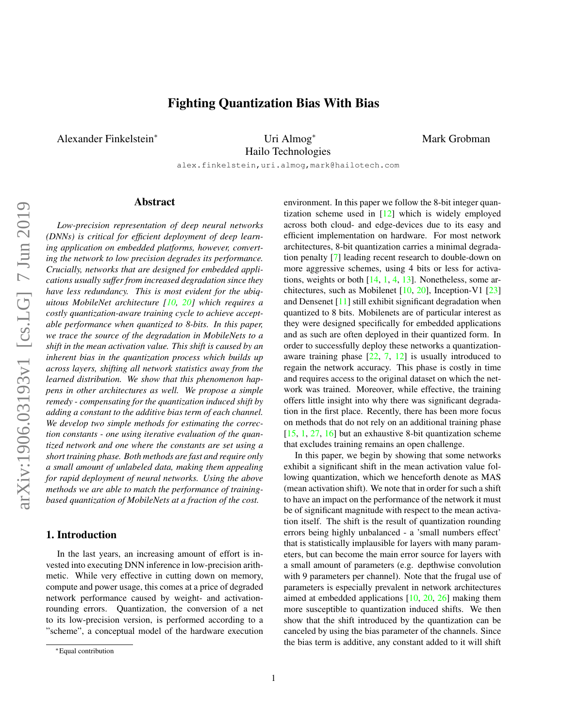# Fighting Quantization Bias With Bias

Alexander Finkelstein* Uri Almog* Mark Grobman
Hailo Technologies

alex.finkelstein,uri.almog,mark@hailotech.com

## Abstract

*Low-precision representation of deep neural networks (DNNs) is critical for efficient deployment of deep learning application on embedded platforms, however, converting the network to low precision degrades its performance. Crucially, networks that are designed for embedded applications usually suffer from increased degradation since they have less redundancy. This is most evident for the ubiquitous MobileNet architecture [10, 20] which requires a costly quantization-aware training cycle to achieve acceptable performance when quantized to 8-bits. In this paper, we trace the source of the degradation in MobileNets to a shift in the mean activation value. This shift is caused by an inherent bias in the quantization process which builds up across layers, shifting all network statistics away from the learned distribution. We show that this phenomenon happens in other architectures as well. We propose a simple remedy - compensating for the quantization induced shift by adding a constant to the additive bias term of each channel. We develop two simple methods for estimating the correction constants - one using iterative evaluation of the quantized network and one where the constants are set using a short training phase. Both methods are fast and require only a small amount of unlabeled data, making them appealing for rapid deployment of neural networks. Using the above methods we are able to match the performance of training-based quantization of MobileNets at a fraction of the cost.*

## 1. Introduction

In the last years, an increasing amount of effort is invested into executing DNN inference in low-precision arithmetic. While very effective in cutting down on memory, compute and power usage, this comes at a price of degraded network performance caused by weight- and activation-rounding errors. Quantization, the conversion of a net to its low-precision version, is performed according to a "scheme", a conceptual model of the hardware execution environment. In this paper we follow the 8-bit integer quantization scheme used in [12] which is widely employed across both cloud- and edge-devices due to its easy and efficient implementation on hardware. For most network architectures, 8-bit quantization carries a minimal degradation penalty [7] leading recent research to double-down on more aggressive schemes, using 4 bits or less for activations, weights or both [14, 1, 4, 13]. Nonetheless, some architectures, such as Mobilenet [10, 20], Inception-V1 [23] and Densenet [11] still exhibit significant degradation when quantized to 8 bits. Mobilenets are of particular interest as they were designed specifically for embedded applications and as such are often deployed in their quantized form. In order to successfully deploy these networks a quantization-aware training phase [22, 7, 12] is usually introduced to regain the network accuracy. This phase is costly in time and requires access to the original dataset on which the network was trained. Moreover, while effective, the training offers little insight into why there was significant degradation in the first place. Recently, there has been more focus on methods that do not rely on an additional training phase [15, 1, 27, 16] but an exhaustive 8-bit quantization scheme that excludes training remains an open challenge.

In this paper, we begin by showing that some networks exhibit a significant shift in the mean activation value following quantization, which we henceforth denote as MAS (mean activation shift). We note that in order for such a shift to have an impact on the performance of the network it must be of significant magnitude with respect to the mean activation itself. The shift is the result of quantization rounding errors being highly unbalanced - a 'small numbers effect' that is statistically implausible for layers with many parameters, but can become the main error source for layers with a small amount of parameters (e.g. depthwise convolution with 9 parameters per channel). Note that the frugal use of parameters is especially prevalent in network architectures aimed at embedded applications [10, 20, 26] making them more susceptible to quantization induced shifts. We then show that the shift introduced by the quantization can be canceled by using the bias parameter of the channels. Since the bias term is additive, any constant added to it will shift

*Equal contribution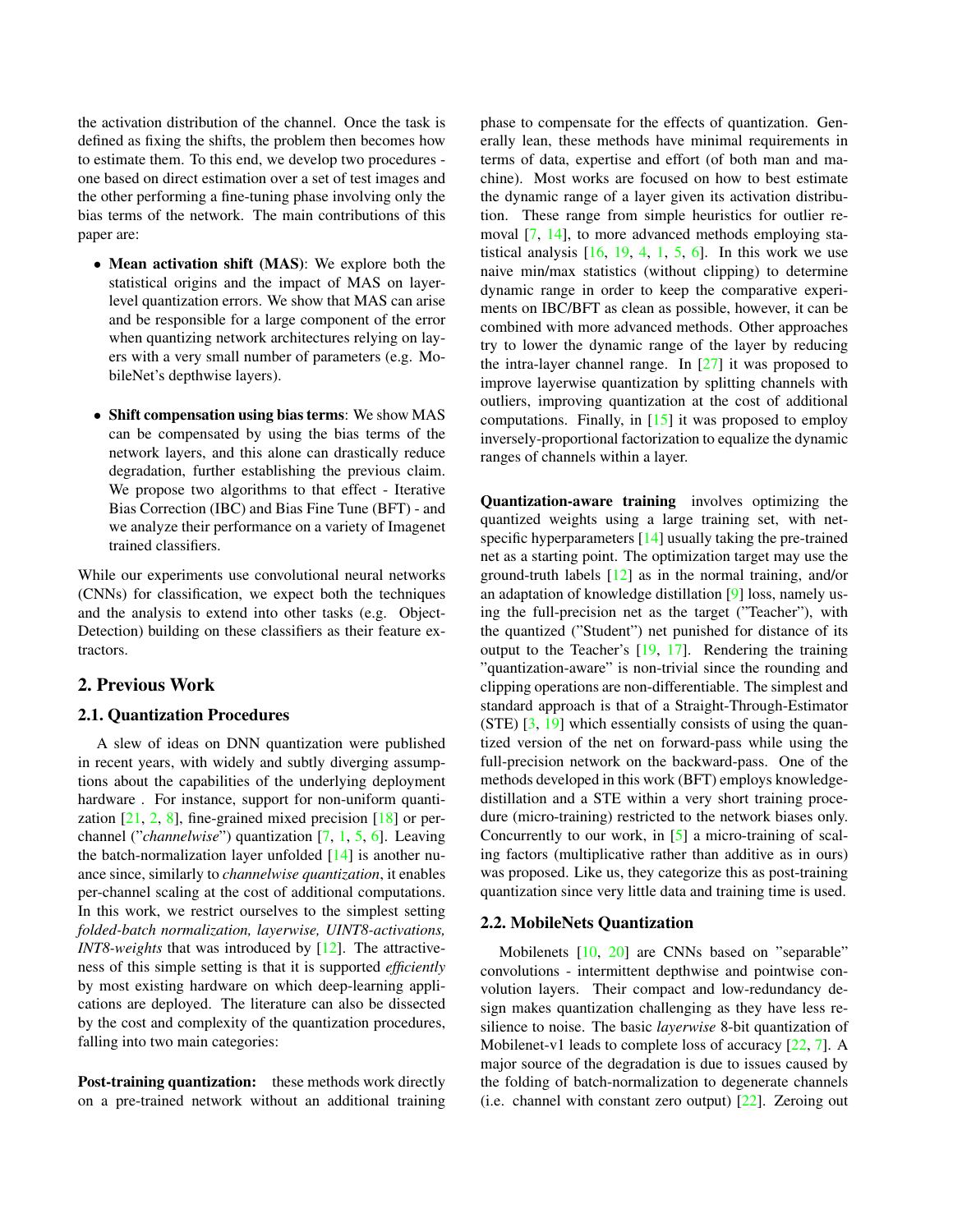the activation distribution of the channel. Once the task is defined as fixing the shifts, the problem then becomes how to estimate them. To this end, we develop two procedures - one based on direct estimation over a set of test images and the other performing a fine-tuning phase involving only the bias terms of the network. The main contributions of this paper are:

- **Mean activation shift (MAS)**: We explore both the statistical origins and the impact of MAS on layer-level quantization errors. We show that MAS can arise and be responsible for a large component of the error when quantizing network architectures relying on layers with a very small number of parameters (e.g. MobileNet's depthwise layers).
- **Shift compensation using bias terms**: We show MAS can be compensated by using the bias terms of the network layers, and this alone can drastically reduce degradation, further establishing the previous claim. We propose two algorithms to that effect - Iterative Bias Correction (IBC) and Bias Fine Tune (BFT) - and we analyze their performance on a variety of Imagenet trained classifiers.

While our experiments use convolutional neural networks (CNNs) for classification, we expect both the techniques and the analysis to extend into other tasks (e.g. Object-Detection) building on these classifiers as their feature extractors.

## 2. Previous Work

### 2.1. Quantization Procedures

A slew of ideas on DNN quantization were published in recent years, with widely and subtly diverging assumptions about the capabilities of the underlying deployment hardware . For instance, support for non-uniform quantization [21, 2, 8], fine-grained mixed precision [18] or per-channel ("*channelwise*") quantization [7, 1, 5, 6]. Leaving the batch-normalization layer unfolded [14] is another nuance since, similarly to *channelwise quantization*, it enables per-channel scaling at the cost of additional computations. In this work, we restrict ourselves to the simplest setting *folded-batch normalization, layerwise, UINT8-activations, INT8-weights* that was introduced by [12]. The attractiveness of this simple setting is that it is supported *efficiently* by most existing hardware on which deep-learning applications are deployed. The literature can also be dissected by the cost and complexity of the quantization procedures, falling into two main categories:

**Post-training quantization:** these methods work directly on a pre-trained network without an additional training phase to compensate for the effects of quantization. Generally lean, these methods have minimal requirements in terms of data, expertise and effort (of both man and machine). Most works are focused on how to best estimate the dynamic range of a layer given its activation distribution. These range from simple heuristics for outlier removal [7, 14], to more advanced methods employing statistical analysis [16, 19, 4, 1, 5, 6]. In this work we use naive min/max statistics (without clipping) to determine dynamic range in order to keep the comparative experiments on IBC/BFT as clean as possible, however, it can be combined with more advanced methods. Other approaches try to lower the dynamic range of the layer by reducing the intra-layer channel range. In [27] it was proposed to improve layerwise quantization by splitting channels with outliers, improving quantization at the cost of additional computations. Finally, in [15] it was proposed to employ inversely-proportional factorization to equalize the dynamic ranges of channels within a layer.

**Quantization-aware training** involves optimizing the quantized weights using a large training set, with net-specific hyperparameters [14] usually taking the pre-trained net as a starting point. The optimization target may use the ground-truth labels [12] as in the normal training, and/or an adaptation of knowledge distillation [9] loss, namely using the full-precision net as the target ("Teacher"), with the quantized ("Student") net punished for distance of its output to the Teacher's [19, 17]. Rendering the training "quantization-aware" is non-trivial since the rounding and clipping operations are non-differentiable. The simplest and standard approach is that of a Straight-Through-Estimator (STE) [3, 19] which essentially consists of using the quantized version of the net on forward-pass while using the full-precision network on the backward-pass. One of the methods developed in this work (BFT) employs knowledge-distillation and a STE within a very short training procedure (micro-training) restricted to the network biases only. Concurrently to our work, in [5] a micro-training of scaling factors (multiplicative rather than additive as in ours) was proposed. Like us, they categorize this as post-training quantization since very little data and training time is used.

### 2.2. MobileNets Quantization

Mobilenets [10, 20] are CNNs based on "separable" convolutions - intermittent depthwise and pointwise convolution layers. Their compact and low-redundancy design makes quantization challenging as they have less resilience to noise. The basic *layerwise* 8-bit quantization of Mobilenet-v1 leads to complete loss of accuracy [22, 7]. A major source of the degradation is due to issues caused by the folding of batch-normalization to degenerate channels (i.e. channel with constant zero output) [22]. Zeroing out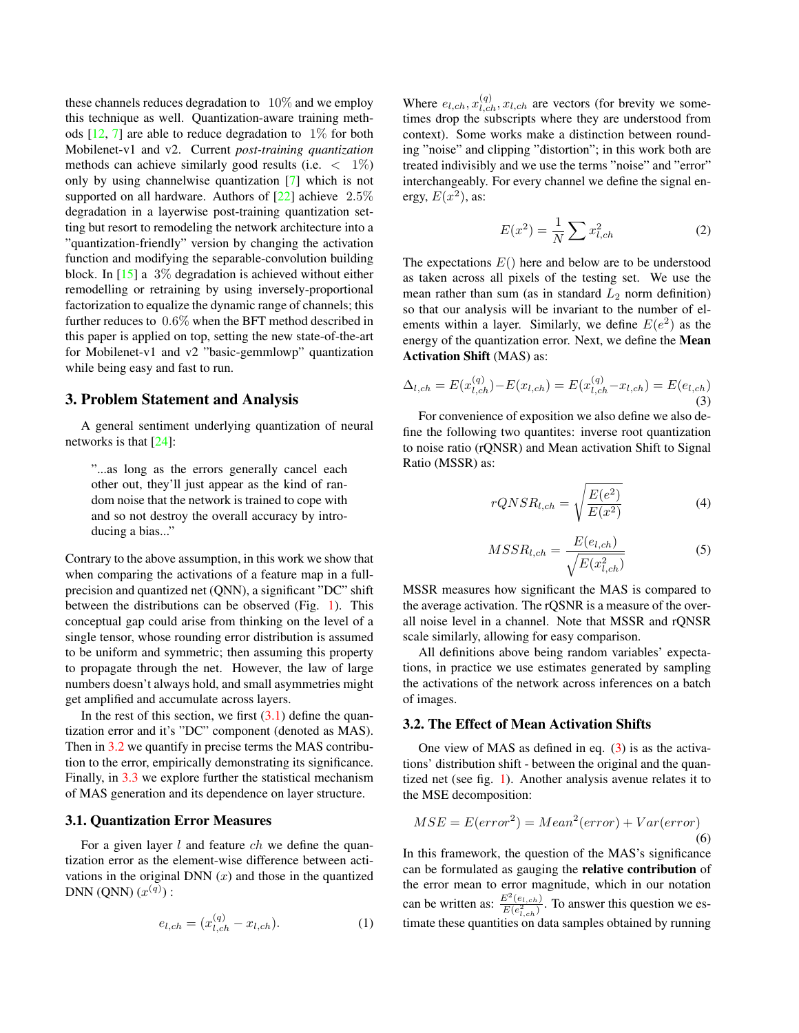these channels reduces degradation to $10\%$ and we employ this technique as well. Quantization-aware training methods [12, 7] are able to reduce degradation to $1\%$ for both Mobilenet-v1 and v2. Current *post-training quantization* methods can achieve similarly good results (i.e. $< 1\%$) only by using channelwise quantization [7] which is not supported on all hardware. Authors of [22] achieve $2.5\%$ degradation in a layerwise post-training quantization setting but resort to remodeling the network architecture into a "quantization-friendly" version by changing the activation function and modifying the separable-convolution building block. In [15] a $3\%$ degradation is achieved without either remodelling or retraining by using inversely-proportional factorization to equalize the dynamic range of channels; this further reduces to $0.6\%$ when the BFT method described in this paper is applied on top, setting the new state-of-the-art for Mobilenet-v1 and v2 "basic-gemmlowp" quantization while being easy and fast to run.

## 3. Problem Statement and Analysis

A general sentiment underlying quantization of neural networks is that [24]:

> "...as long as the errors generally cancel each other out, they'll just appear as the kind of random noise that the network is trained to cope with and so not destroy the overall accuracy by introducing a bias..."

Contrary to the above assumption, in this work we show that when comparing the activations of a feature map in a full-precision and quantized net (QNN), a significant "DC" shift between the distributions can be observed (Fig. 1). This conceptual gap could arise from thinking on the level of a single tensor, whose rounding error distribution is assumed to be uniform and symmetric; then assuming this property to propagate through the net. However, the law of large numbers doesn't always hold, and small asymmetries might get amplified and accumulate across layers.

In the rest of this section, we first (3.1) define the quantization error and it's "DC" component (denoted as MAS). Then in 3.2 we quantify in precise terms the MAS contribution to the error, empirically demonstrating its significance. Finally, in 3.3 we explore further the statistical mechanism of MAS generation and its dependence on layer structure.

### 3.1. Quantization Error Measures

For a given layer $l$ and feature $ch$ we define the quantization error as the element-wise difference between activations in the original DNN ($x$) and those in the quantized DNN (QNN) ($x^{(q)}$) :

$$e_{l,ch} = (x^{(q)}_{l,ch} - x_{l,ch}). \tag{1}$$

Where $e_{l,ch}, x^{(q)}_{l,ch}, x_{l,ch}$ are vectors (for brevity we sometimes drop the subscripts where they are understood from context). Some works make a distinction between rounding "noise" and clipping "distortion"; in this work both are treated indivisibly and we use the terms "noise" and "error" interchangeably. For every channel we define the signal energy, $E(x^2)$, as:

$$E(x^2) = \frac{1}{N}\sum x^2_{l,ch} \tag{2}$$

The expectations $E()$ here and below are to be understood as taken across all pixels of the testing set. We use the mean rather than sum (as in standard $L_2$ norm definition) so that our analysis will be invariant to the number of elements within a layer. Similarly, we define $E(e^2)$ as the energy of the quantization error. Next, we define the **Mean Activation Shift** (MAS) as:

$$\Delta_{l,ch} = E(x^{(q)}_{l,ch}) - E(x_{l,ch}) = E(x^{(q)}_{l,ch} - x_{l,ch}) = E(e_{l,ch}) \tag{3}$$

For convenience of exposition we also define we also define the following two quantites: inverse root quantization to noise ratio (rQNSR) and Mean activation Shift to Signal Ratio (MSSR) as:

$$rQNSR_{l,ch} = \sqrt{\frac{E(e^2)}{E(x^2)}} \tag{4}$$

$$MSSR_{l,ch} = \frac{E(e_{l,ch})}{\sqrt{E(x^2_{l,ch})}} \tag{5}$$

MSSR measures how significant the MAS is compared to the average activation. The rQSNR is a measure of the overall noise level in a channel. Note that MSSR and rQNSR scale similarly, allowing for easy comparison.

All definitions above being random variables' expectations, in practice we use estimates generated by sampling the activations of the network across inferences on a batch of images.

### 3.2. The Effect of Mean Activation Shifts

One view of MAS as defined in eq. (3) is as the activations' distribution shift - between the original and the quantized net (see fig. 1). Another analysis avenue relates it to the MSE decomposition:

$$MSE = E(error^2) = Mean^2(error) + Var(error) \tag{6}$$

In this framework, the question of the MAS's significance can be formulated as gauging the **relative contribution** of the error mean to error magnitude, which in our notation can be written as: $\frac{E^2(e_{l,ch})}{E(e^2_{l,ch})}$. To answer this question we estimate these quantities on data samples obtained by running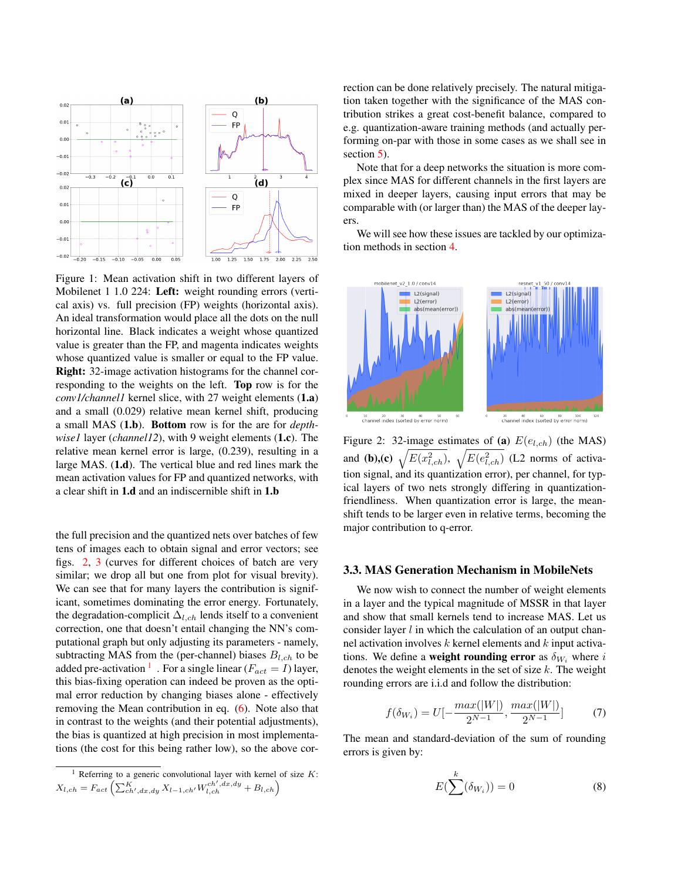Figure 1: Mean activation shift in two different layers of Mobilenet 1 1.0 224: **Left:** weight rounding errors (vertical axis) vs. full precision (FP) weights (horizontal axis). An ideal transformation would place all the dots on the null horizontal line. Black indicates a weight whose quantized value is greater than the FP, and magenta indicates weights whose quantized value is smaller or equal to the FP value. **Right:** 32-image activation histograms for the channel corresponding to the weights on the left. **Top** row is for the *conv1/channel1* kernel slice, with 27 weight elements (**1.a**) and a small (0.029) relative mean kernel shift, producing a small MAS (**1.b**). **Bottom** row is for the are for *depthwise1* layer (*channel12*), with 9 weight elements (**1.c**). The relative mean kernel error is large, (0.239), resulting in a large MAS. (**1.d**). The vertical blue and red lines mark the mean activation values for FP and quantized networks, with a clear shift in **1.d** and an indiscernible shift in **1.b**

the full precision and the quantized nets over batches of few tens of images each to obtain signal and error vectors; see figs. 2, 3 (curves for different choices of batch are very similar; we drop all but one from plot for visual brevity). We can see that for many layers the contribution is significant, sometimes dominating the error energy. Fortunately, the degradation-complicit $\Delta_{l,ch}$ lends itself to a convenient correction, one that doesn't entail changing the NN's computational graph but only adjusting its parameters - namely, subtracting MAS from the (per-channel) biases $B_{l,ch}$ to be added pre-activation [1]. For a single linear ($F_{act} = I$) layer, this bias-fixing operation can indeed be proven as the optimal error reduction by changing biases alone - effectively removing the Mean contribution in eq. (6). Note also that in contrast to the weights (and their potential adjustments), the bias is quantized at high precision in most implementations (the cost for this being rather low), so the above correction can be done relatively precisely. The natural mitigation taken together with the significance of the MAS contribution strikes a great cost-benefit balance, compared to e.g. quantization-aware training methods (and actually performing on-par with those in some cases as we shall see in section 5).

Note that for a deep networks the situation is more complex since MAS for different channels in the first layers are mixed in deeper layers, causing input errors that may be comparable with (or larger than) the MAS of the deeper layers.

We will see how these issues are tackled by our optimization methods in section 4.

[1] Referring to a generic convolutional layer with kernel of size $K$: $X_{l,ch} = F_{act}\left(\sum_{ch',dx,dy}^{K} X_{l-1,ch'} W_{l,ch}^{ch',dx,dy} + B_{l,ch}\right)$

Figure 2: 32-image estimates of **(a)** $E(e_{l,ch})$ (the MAS) and **(b),(c)** $\sqrt{E(x_{l,ch}^2)}$, $\sqrt{E(e_{l,ch}^2)}$ (L2 norms of activation signal, and its quantization error), per channel, for typical layers of two nets strongly differing in quantization-friendliness. When quantization error is large, the mean-shift tends to be larger even in relative terms, becoming the major contribution to q-error.

### 3.3. MAS Generation Mechanism in MobileNets

We now wish to connect the number of weight elements in a layer and the typical magnitude of MSSR in that layer and show that small kernels tend to increase MAS. Let us consider layer $l$ in which the calculation of an output channel activation involves $k$ kernel elements and $k$ input activations. We define a **weight rounding error** as $\delta_{W_i}$ where $i$ denotes the weight elements in the set of size $k$. The weight rounding errors are i.i.d and follow the distribution:

$$f(\delta_{W_i}) = U[-\frac{max(|W|)}{2^{N-1}}, \frac{max(|W|)}{2^{N-1}}] \tag{7}$$

The mean and standard-deviation of the sum of rounding errors is given by:

$$E(\sum^{k}(\delta_{W_i})) = 0 \tag{8}$$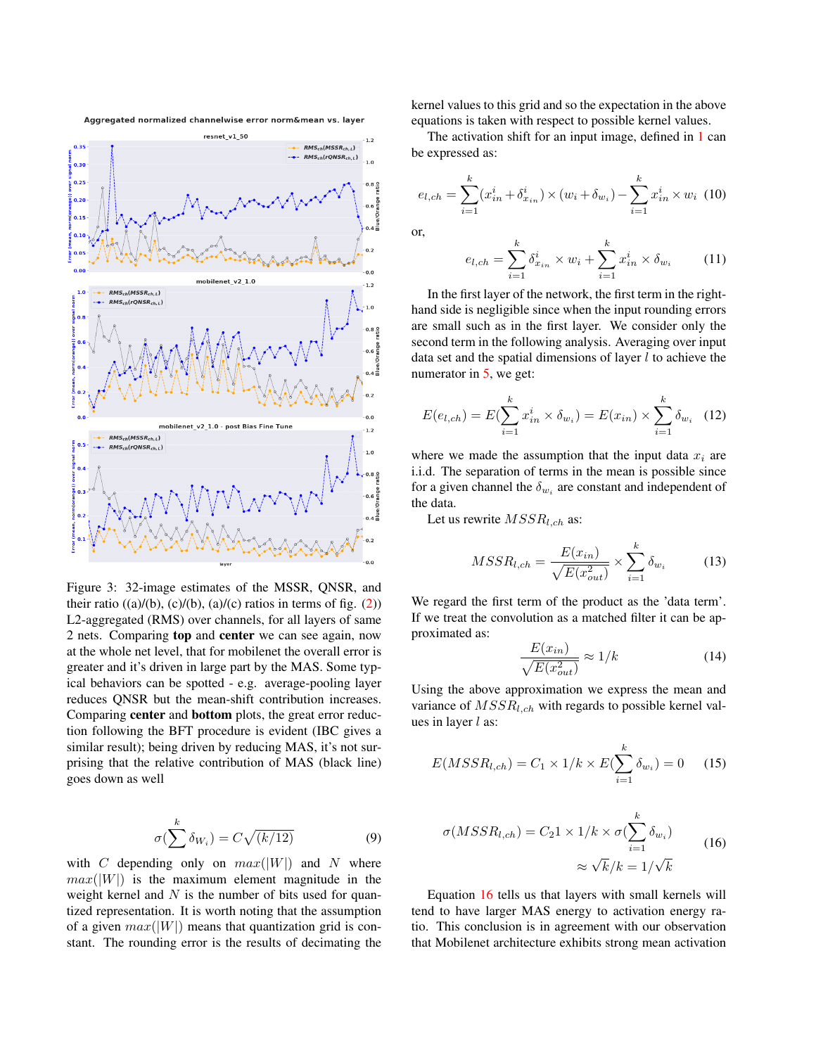Figure 3: 32-image estimates of the MSSR, QNSR, and their ratio ((a)/(b), (c)/(b), (a)/(c) ratios in terms of fig. (2)) L2-aggregated (RMS) over channels, for all layers of same 2 nets. Comparing **top** and **center** we can see again, now at the whole net level, that for mobilenet the overall error is greater and it's driven in large part by the MAS. Some typical behaviors can be spotted - e.g. average-pooling layer reduces QNSR but the mean-shift contribution increases. Comparing **center** and **bottom** plots, the great error reduction following the BFT procedure is evident (IBC gives a similar result); being driven by reducing MAS, it's not surprising that the relative contribution of MAS (black line) goes down as well

$$\sigma(\sum^{k} \delta_{W_i}) = C\sqrt{(k/12)} \tag{9}$$

with $C$ depending only on $max(|W|)$ and $N$ where $max(|W|)$ is the maximum element magnitude in the weight kernel and $N$ is the number of bits used for quantized representation. It is worth noting that the assumption of a given $max(|W|)$ means that quantization grid is constant. The rounding error is the results of decimating the kernel values to this grid and so the expectation in the above equations is taken with respect to possible kernel values.

The activation shift for an input image, defined in 1 can be expressed as:

$$e_{l,ch} = \sum_{i=1}^{k} (x_{in}^{i} + \delta_{x_{in}}^{i}) \times (w_i + \delta_{w_i}) - \sum_{i=1}^{k} x_{in}^{i} \times w_i \tag{10}$$

or,

$$e_{l,ch} = \sum_{i=1}^{k} \delta_{x_{in}}^{i} \times w_i + \sum_{i=1}^{k} x_{in}^{i} \times \delta_{w_i} \tag{11}$$

In the first layer of the network, the first term in the right-hand side is negligible since when the input rounding errors are small such as in the first layer. We consider only the second term in the following analysis. Averaging over input data set and the spatial dimensions of layer $l$ to achieve the numerator in 5, we get:

$$E(e_{l,ch}) = E(\sum_{i=1}^{k} x_{in}^{i} \times \delta_{w_i}) = E(x_{in}) \times \sum_{i=1}^{k} \delta_{w_i} \tag{12}$$

where we made the assumption that the input data $x_i$ are i.i.d. The separation of terms in the mean is possible since for a given channel the $\delta_{w_i}$ are constant and independent of the data.

Let us rewrite $MSSR_{l,ch}$ as:

$$MSSR_{l,ch} = \frac{E(x_{in})}{\sqrt{E(x_{out}^2)}} \times \sum_{i=1}^{k} \delta_{w_i} \tag{13}$$

We regard the first term of the product as the 'data term'. If we treat the convolution as a matched filter it can be approximated as:

$$\frac{E(x_{in})}{\sqrt{E(x_{out}^2)}} \approx 1/k \tag{14}$$

Using the above approximation we express the mean and variance of $MSSR_{l,ch}$ with regards to possible kernel values in layer $l$ as:

$$E(MSSR_{l,ch}) = C_1 \times 1/k \times E(\sum_{i=1}^{k} \delta_{w_i}) = 0 \tag{15}$$

$$\sigma(MSSR_{l,ch}) = C_2 1 \times 1/k \times \sigma(\sum_{i=1}^{k} \delta_{w_i}) \approx \sqrt{k}/k = 1/\sqrt{k} \tag{16}$$

Equation 16 tells us that layers with small kernels will tend to have larger MAS energy to activation energy ratio. This conclusion is in agreement with our observation that Mobilenet architecture exhibits strong mean activation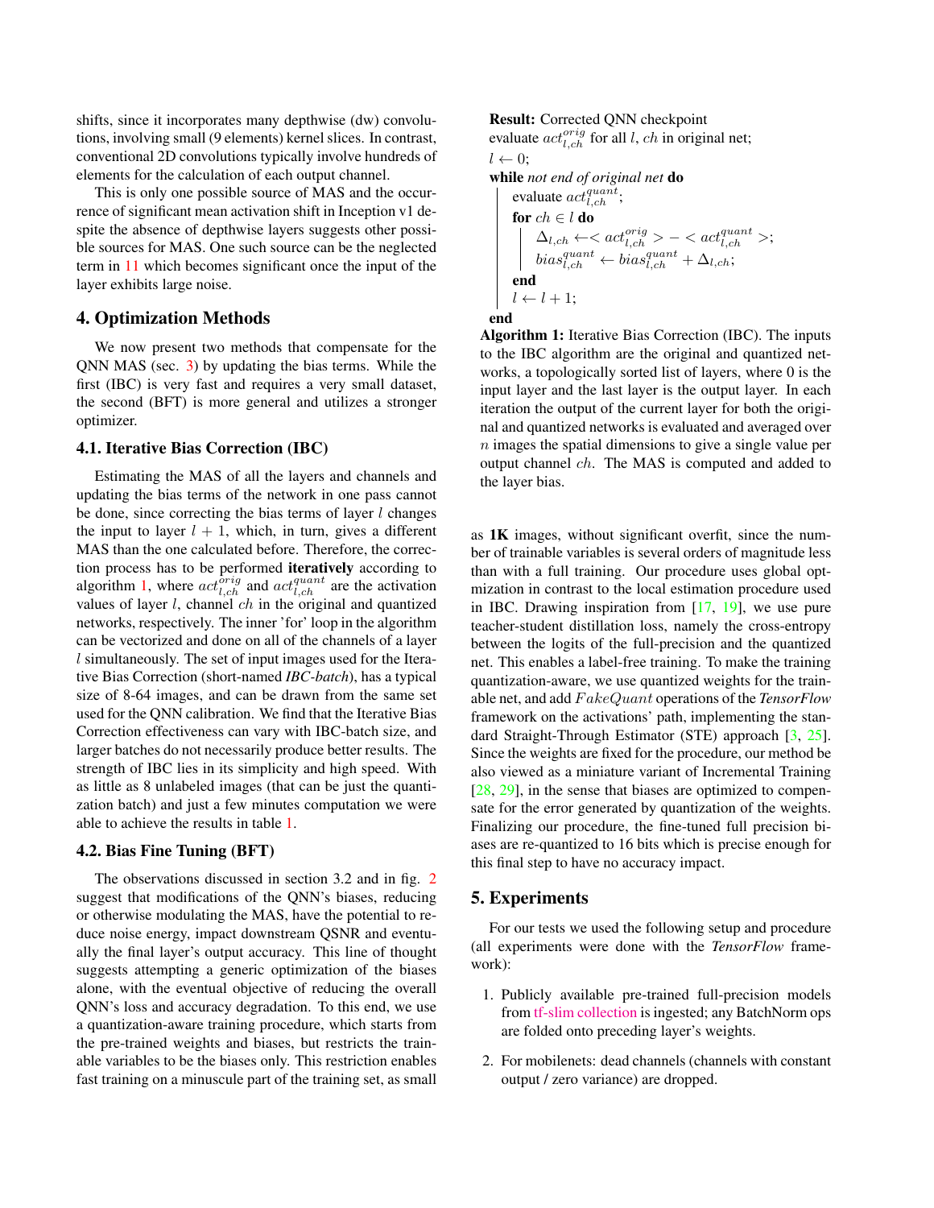shifts, since it incorporates many depthwise (dw) convolutions, involving small (9 elements) kernel slices. In contrast, conventional 2D convolutions typically involve hundreds of elements for the calculation of each output channel.

This is only one possible source of MAS and the occurrence of significant mean activation shift in Inception v1 despite the absence of depthwise layers suggests other possible sources for MAS. One such source can be the neglected term in 11 which becomes significant once the input of the layer exhibits large noise.

## 4. Optimization Methods

We now present two methods that compensate for the QNN MAS (sec. 3) by updating the bias terms. While the first (IBC) is very fast and requires a very small dataset, the second (BFT) is more general and utilizes a stronger optimizer.

### 4.1. Iterative Bias Correction (IBC)

Estimating the MAS of all the layers and channels and updating the bias terms of the network in one pass cannot be done, since correcting the bias terms of layer $l$ changes the input to layer $l+1$, which, in turn, gives a different MAS than the one calculated before. Therefore, the correction process has to be performed **iteratively** according to algorithm 1, where $act^{orig}_{l,ch}$ and $act^{quant}_{l,ch}$ are the activation values of layer $l$, channel $ch$ in the original and quantized networks, respectively. The inner 'for' loop in the algorithm can be vectorized and done on all of the channels of a layer $l$ simultaneously. The set of input images used for the Iterative Bias Correction (short-named *IBC-batch*), has a typical size of 8-64 images, and can be drawn from the same set used for the QNN calibration. We find that the Iterative Bias Correction effectiveness can vary with IBC-batch size, and larger batches do not necessarily produce better results. The strength of IBC lies in its simplicity and high speed. With as little as 8 unlabeled images (that can be just the quantization batch) and just a few minutes computation we were able to achieve the results in table 1.

```
Result: Corrected QNN checkpoint
evaluate act^{orig}_{l,ch} for all l, ch in original net;
l ← 0;
while not end of original net do
    evaluate act^{quant}_{l,ch};
    for ch ∈ l do
        Δ_{l,ch} ← < act^{orig}_{l,ch} > − < act^{quant}_{l,ch} >;
        bias^{quant}_{l,ch} ← bias^{quant}_{l,ch} + Δ_{l,ch};
    end
    l ← l + 1;
end
```

**Algorithm 1:** Iterative Bias Correction (IBC). The inputs to the IBC algorithm are the original and quantized networks, a topologically sorted list of layers, where 0 is the input layer and the last layer is the output layer. In each iteration the output of the current layer for both the original and quantized networks is evaluated and averaged over $n$ images the spatial dimensions to give a single value per output channel $ch$. The MAS is computed and added to the layer bias.

### 4.2. Bias Fine Tuning (BFT)

The observations discussed in section 3.2 and in fig. 2 suggest that modifications of the QNN's biases, reducing or otherwise modulating the MAS, have the potential to reduce noise energy, impact downstream QSNR and eventually the final layer's output accuracy. This line of thought suggests attempting a generic optimization of the biases alone, with the eventual objective of reducing the overall QNN's loss and accuracy degradation. To this end, we use a quantization-aware training procedure, which starts from the pre-trained weights and biases, but restricts the trainable variables to be the biases only. This restriction enables fast training on a minuscule part of the training set, as small as **1K** images, without significant overfit, since the number of trainable variables is several orders of magnitude less than with a full training. Our procedure uses global optmization in contrast to the local estimation procedure used in IBC. Drawing inspiration from [17, 19], we use pure teacher-student distillation loss, namely the cross-entropy between the logits of the full-precision and the quantized net. This enables a label-free training. To make the training quantization-aware, we use quantized weights for the trainable net, and add $FakeQuant$ operations of the *TensorFlow* framework on the activations' path, implementing the standard Straight-Through Estimator (STE) approach [3, 25]. Since the weights are fixed for the procedure, our method be also viewed as a miniature variant of Incremental Training [28, 29], in the sense that biases are optimized to compensate for the error generated by quantization of the weights. Finalizing our procedure, the fine-tuned full precision biases are re-quantized to 16 bits which is precise enough for this final step to have no accuracy impact.

## 5. Experiments

For our tests we used the following setup and procedure (all experiments were done with the *TensorFlow* framework):

1. Publicly available pre-trained full-precision models from tf-slim collection is ingested; any BatchNorm ops are folded onto preceding layer's weights.
2. For mobilenets: dead channels (channels with constant output / zero variance) are dropped.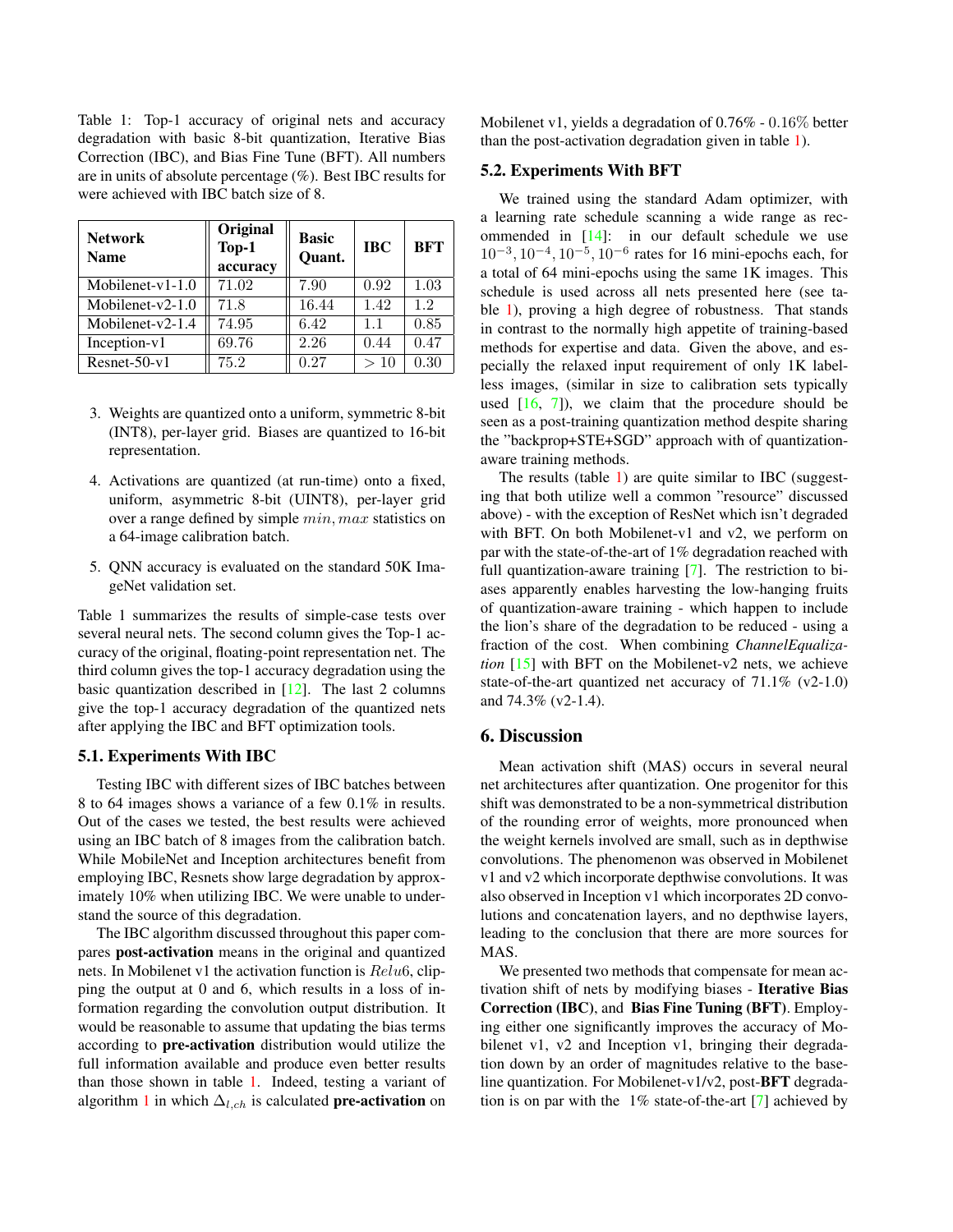Table 1: Top-1 accuracy of original nets and accuracy degradation with basic 8-bit quantization, Iterative Bias Correction (IBC), and Bias Fine Tune (BFT). All numbers are in units of absolute percentage (%). Best IBC results for were achieved with IBC batch size of 8.

| Network Name | Original Top-1 accuracy | Basic Quant. | IBC | BFT |
|---|---|---|---|---|
| Mobilenet-v1-1.0 | 71.02 | 7.90 | 0.92 | 1.03 |
| Mobilenet-v2-1.0 | 71.8 | 16.44 | 1.42 | 1.2 |
| Mobilenet-v2-1.4 | 74.95 | 6.42 | 1.1 | 0.85 |
| Inception-v1 | 69.76 | 2.26 | 0.44 | 0.47 |
| Resnet-50-v1 | 75.2 | 0.27 | $> 10$ | 0.30 |

3. Weights are quantized onto a uniform, symmetric 8-bit (INT8), per-layer grid. Biases are quantized to 16-bit representation.
4. Activations are quantized (at run-time) onto a fixed, uniform, asymmetric 8-bit (UINT8), per-layer grid over a range defined by simple $min, max$ statistics on a 64-image calibration batch.
5. QNN accuracy is evaluated on the standard 50K ImageNet validation set.

Table 1 summarizes the results of simple-case tests over several neural nets. The second column gives the Top-1 accuracy of the original, floating-point representation net. The third column gives the top-1 accuracy degradation using the basic quantization described in [12]. The last 2 columns give the top-1 accuracy degradation of the quantized nets after applying the IBC and BFT optimization tools.

### 5.1. Experiments With IBC

Testing IBC with different sizes of IBC batches between 8 to 64 images shows a variance of a few 0.1% in results. Out of the cases we tested, the best results were achieved using an IBC batch of 8 images from the calibration batch. While MobileNet and Inception architectures benefit from employing IBC, Resnets show large degradation by approximately 10% when utilizing IBC. We were unable to understand the source of this degradation.

The IBC algorithm discussed throughout this paper compares **post-activation** means in the original and quantized nets. In Mobilenet v1 the activation function is $Relu6$, clipping the output at 0 and 6, which results in a loss of information regarding the convolution output distribution. It would be reasonable to assume that updating the bias terms according to **pre-activation** distribution would utilize the full information available and produce even better results than those shown in table 1. Indeed, testing a variant of algorithm 1 in which $\Delta_{l,ch}$ is calculated **pre-activation** on Mobilenet v1, yields a degradation of 0.76% - 0.16% better than the post-activation degradation given in table 1).

### 5.2. Experiments With BFT

We trained using the standard Adam optimizer, with a learning rate schedule scanning a wide range as recommended in [14]: in our default schedule we use $10^{-3}, 10^{-4}, 10^{-5}, 10^{-6}$ rates for 16 mini-epochs each, for a total of 64 mini-epochs using the same 1K images. This schedule is used across all nets presented here (see table 1), proving a high degree of robustness. That stands in contrast to the normally high appetite of training-based methods for expertise and data. Given the above, and especially the relaxed input requirement of only 1K labelless images, (similar in size to calibration sets typically used [16, 7]), we claim that the procedure should be seen as a post-training quantization method despite sharing the "backprop+STE+SGD" approach with of quantization-aware training methods.

The results (table 1) are quite similar to IBC (suggesting that both utilize well a common "resource" discussed above) - with the exception of ResNet which isn't degraded with BFT. On both Mobilenet-v1 and v2, we perform on par with the state-of-the-art of 1% degradation reached with full quantization-aware training [7]. The restriction to biases apparently enables harvesting the low-hanging fruits of quantization-aware training - which happen to include the lion's share of the degradation to be reduced - using a fraction of the cost. When combining *ChannelEqualization* [15] with BFT on the Mobilenet-v2 nets, we achieve state-of-the-art quantized net accuracy of 71.1% (v2-1.0) and 74.3% (v2-1.4).

## 6. Discussion

Mean activation shift (MAS) occurs in several neural net architectures after quantization. One progenitor for this shift was demonstrated to be a non-symmetrical distribution of the rounding error of weights, more pronounced when the weight kernels involved are small, such as in depthwise convolutions. The phenomenon was observed in Mobilenet v1 and v2 which incorporate depthwise convolutions. It was also observed in Inception v1 which incorporates 2D convolutions and concatenation layers, and no depthwise layers, leading to the conclusion that there are more sources for MAS.

We presented two methods that compensate for mean activation shift of nets by modifying biases - **Iterative Bias Correction (IBC)**, and **Bias Fine Tuning (BFT)**. Employing either one significantly improves the accuracy of Mobilenet v1, v2 and Inception v1, bringing their degradation down by an order of magnitudes relative to the baseline quantization. For Mobilenet-v1/v2, post-**BFT** degradation is on par with the 1% state-of-the-art [7] achieved by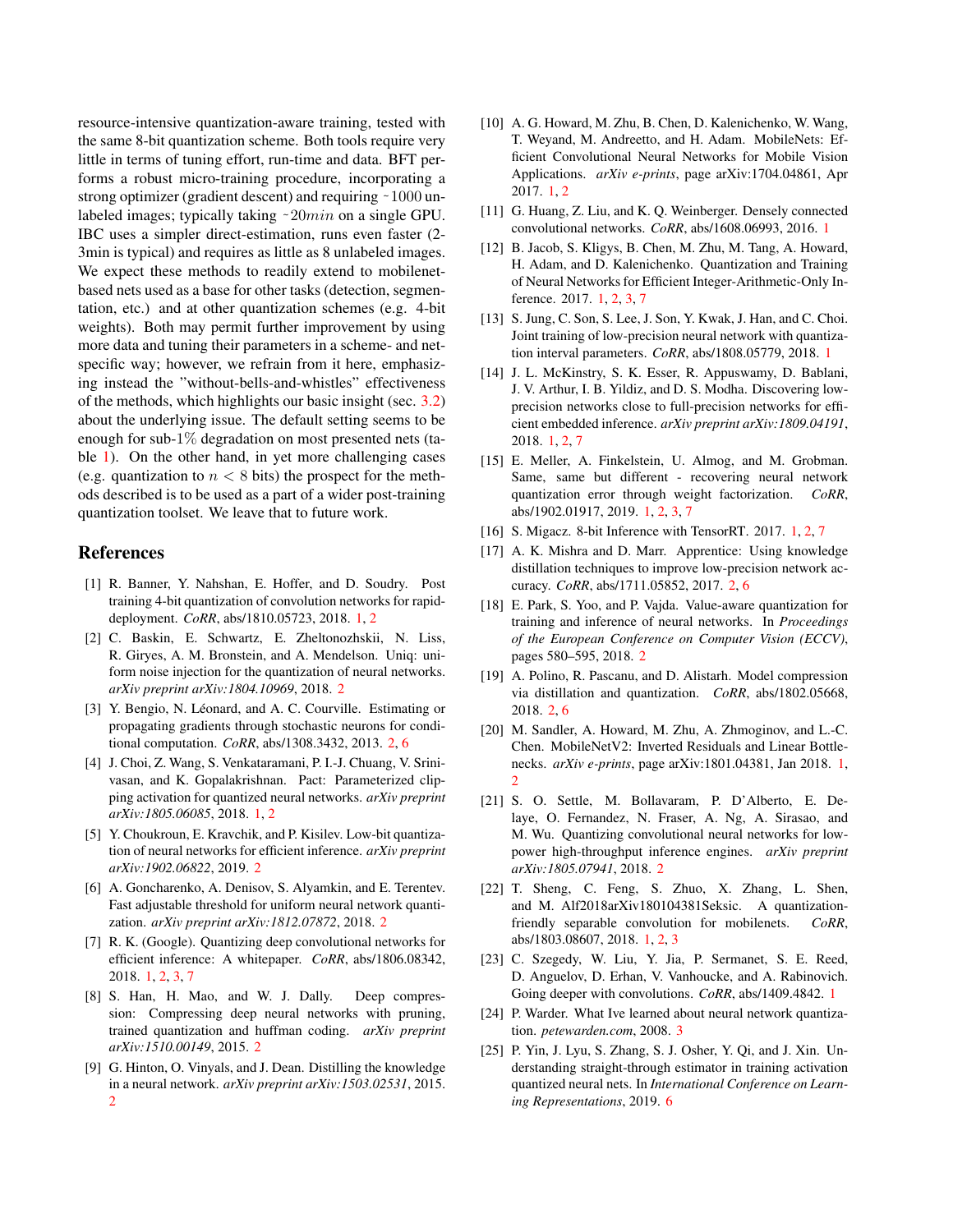resource-intensive quantization-aware training, tested with the same 8-bit quantization scheme. Both tools require very little in terms of tuning effort, run-time and data. BFT performs a robust micro-training procedure, incorporating a strong optimizer (gradient descent) and requiring ~1000 unlabeled images; typically taking ~$20min$ on a single GPU. IBC uses a simpler direct-estimation, runs even faster (2-3min is typical) and requires as little as 8 unlabeled images. We expect these methods to readily extend to mobilenet-based nets used as a base for other tasks (detection, segmentation, etc.) and at other quantization schemes (e.g. 4-bit weights). Both may permit further improvement by using more data and tuning their parameters in a scheme- and net-specific way; however, we refrain from it here, emphasizing instead the "without-bells-and-whistles" effectiveness of the methods, which highlights our basic insight (sec. 3.2) about the underlying issue. The default setting seems to be enough for sub-1% degradation on most presented nets (table 1). On the other hand, in yet more challenging cases (e.g. quantization to $n < 8$ bits) the prospect for the methods described is to be used as a part of a wider post-training quantization toolset. We leave that to future work.

## References

[1] R. Banner, Y. Nahshan, E. Hoffer, and D. Soudry. Post training 4-bit quantization of convolution networks for rapid-deployment. *CoRR*, abs/1810.05723, 2018. 1, 2

[2] C. Baskin, E. Schwartz, E. Zheltonozhskii, N. Liss, R. Giryes, A. M. Bronstein, and A. Mendelson. Uniq: uniform noise injection for the quantization of neural networks. *arXiv preprint arXiv:1804.10969*, 2018. 2

[3] Y. Bengio, N. Léonard, and A. C. Courville. Estimating or propagating gradients through stochastic neurons for conditional computation. *CoRR*, abs/1308.3432, 2013. 2, 6

[4] J. Choi, Z. Wang, S. Venkataramani, P. I.-J. Chuang, V. Srinivasan, and K. Gopalakrishnan. Pact: Parameterized clipping activation for quantized neural networks. *arXiv preprint arXiv:1805.06085*, 2018. 1, 2

[5] Y. Choukroun, E. Kravchik, and P. Kisilev. Low-bit quantization of neural networks for efficient inference. *arXiv preprint arXiv:1902.06822*, 2019. 2

[6] A. Goncharenko, A. Denisov, S. Alyamkin, and E. Terentev. Fast adjustable threshold for uniform neural network quantization. *arXiv preprint arXiv:1812.07872*, 2018. 2

[7] R. K. (Google). Quantizing deep convolutional networks for efficient inference: A whitepaper. *CoRR*, abs/1806.08342, 2018. 1, 2, 3, 7

[8] S. Han, H. Mao, and W. J. Dally. Deep compression: Compressing deep neural networks with pruning, trained quantization and huffman coding. *arXiv preprint arXiv:1510.00149*, 2015. 2

[9] G. Hinton, O. Vinyals, and J. Dean. Distilling the knowledge in a neural network. *arXiv preprint arXiv:1503.02531*, 2015. 2

[10] A. G. Howard, M. Zhu, B. Chen, D. Kalenichenko, W. Wang, T. Weyand, M. Andreetto, and H. Adam. MobileNets: Efficient Convolutional Neural Networks for Mobile Vision Applications. *arXiv e-prints*, page arXiv:1704.04861, Apr 2017. 1, 2

[11] G. Huang, Z. Liu, and K. Q. Weinberger. Densely connected convolutional networks. *CoRR*, abs/1608.06993, 2016. 1

[12] B. Jacob, S. Kligys, B. Chen, M. Zhu, M. Tang, A. Howard, H. Adam, and D. Kalenichenko. Quantization and Training of Neural Networks for Efficient Integer-Arithmetic-Only Inference. 2017. 1, 2, 3, 7

[13] S. Jung, C. Son, S. Lee, J. Son, Y. Kwak, J. Han, and C. Choi. Joint training of low-precision neural network with quantization interval parameters. *CoRR*, abs/1808.05779, 2018. 1

[14] J. L. McKinstry, S. K. Esser, R. Appuswamy, D. Bablani, J. V. Arthur, I. B. Yildiz, and D. S. Modha. Discovering low-precision networks close to full-precision networks for efficient embedded inference. *arXiv preprint arXiv:1809.04191*, 2018. 1, 2, 7

[15] E. Meller, A. Finkelstein, U. Almog, and M. Grobman. Same, same but different - recovering neural network quantization error through weight factorization. *CoRR*, abs/1902.01917, 2019. 1, 2, 3, 7

[16] S. Migacz. 8-bit Inference with TensorRT. 2017. 1, 2, 7

[17] A. K. Mishra and D. Marr. Apprentice: Using knowledge distillation techniques to improve low-precision network accuracy. *CoRR*, abs/1711.05852, 2017. 2, 6

[18] E. Park, S. Yoo, and P. Vajda. Value-aware quantization for training and inference of neural networks. In *Proceedings of the European Conference on Computer Vision (ECCV)*, pages 580–595, 2018. 2

[19] A. Polino, R. Pascanu, and D. Alistarh. Model compression via distillation and quantization. *CoRR*, abs/1802.05668, 2018. 2, 6

[20] M. Sandler, A. Howard, M. Zhu, A. Zhmoginov, and L.-C. Chen. MobileNetV2: Inverted Residuals and Linear Bottlenecks. *arXiv e-prints*, page arXiv:1801.04381, Jan 2018. 1, 2

[21] S. O. Settle, M. Bollavaram, P. D'Alberto, E. Delaye, O. Fernandez, N. Fraser, A. Ng, A. Sirasao, and M. Wu. Quantizing convolutional neural networks for low-power high-throughput inference engines. *arXiv preprint arXiv:1805.07941*, 2018. 2

[22] T. Sheng, C. Feng, S. Zhuo, X. Zhang, L. Shen, and M. Alf2018arXiv180104381Seksic. A quantization-friendly separable convolution for mobilenets. *CoRR*, abs/1803.08607, 2018. 1, 2, 3

[23] C. Szegedy, W. Liu, Y. Jia, P. Sermanet, S. E. Reed, D. Anguelov, D. Erhan, V. Vanhoucke, and A. Rabinovich. Going deeper with convolutions. *CoRR*, abs/1409.4842. 1

[24] P. Warder. What Ive learned about neural network quantization. *petewarden.com*, 2008. 3

[25] P. Yin, J. Lyu, S. Zhang, S. J. Osher, Y. Qi, and J. Xin. Understanding straight-through estimator in training activation quantized neural nets. In *International Conference on Learning Representations*, 2019. 6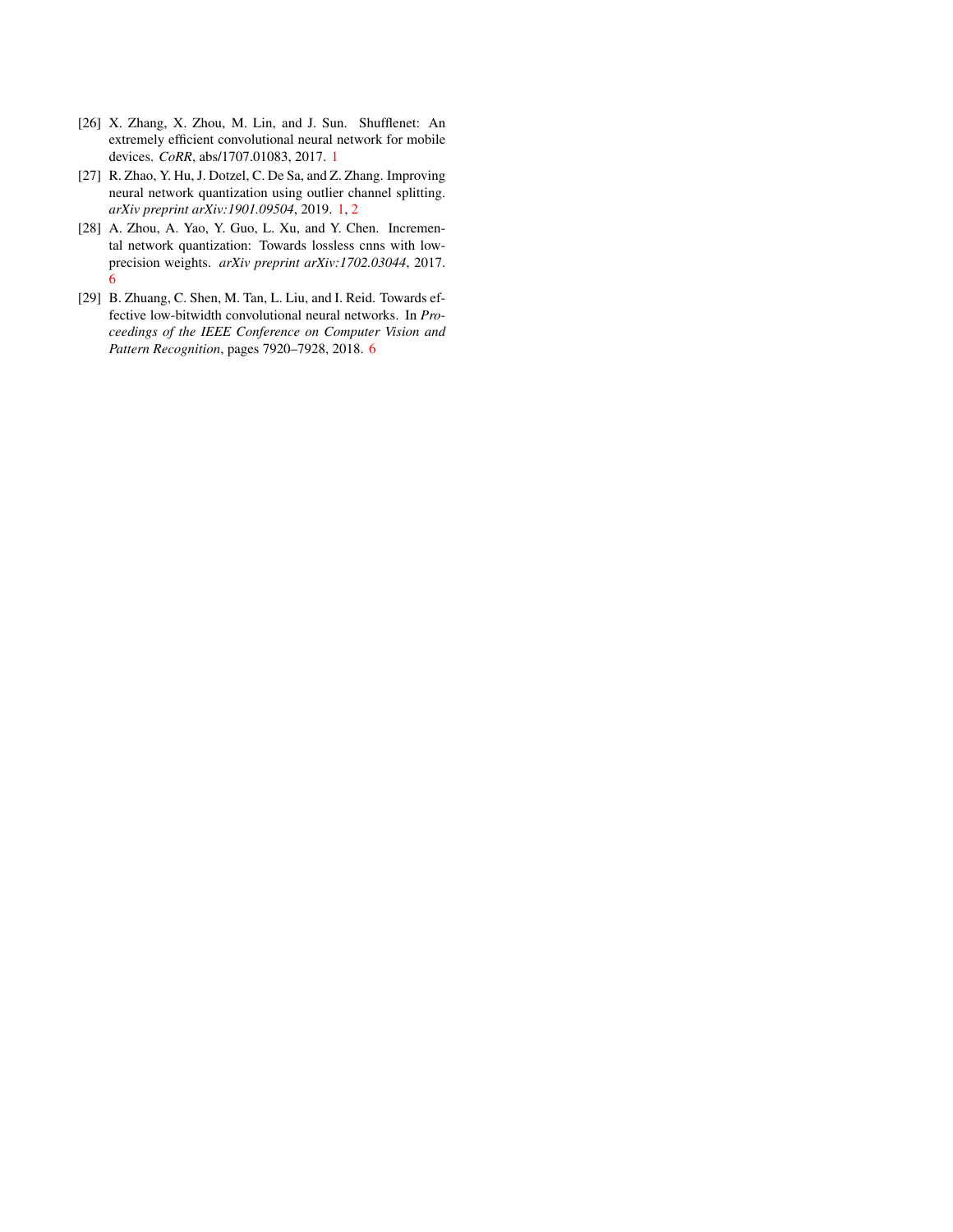[26] X. Zhang, X. Zhou, M. Lin, and J. Sun. Shufflenet: An extremely efficient convolutional neural network for mobile devices. *CoRR*, abs/1707.01083, 2017. 1

[27] R. Zhao, Y. Hu, J. Dotzel, C. De Sa, and Z. Zhang. Improving neural network quantization using outlier channel splitting. *arXiv preprint arXiv:1901.09504*, 2019. 1, 2

[28] A. Zhou, A. Yao, Y. Guo, L. Xu, and Y. Chen. Incremental network quantization: Towards lossless cnns with low-precision weights. *arXiv preprint arXiv:1702.03044*, 2017. 6

[29] B. Zhuang, C. Shen, M. Tan, L. Liu, and I. Reid. Towards effective low-bitwidth convolutional neural networks. In *Proceedings of the IEEE Conference on Computer Vision and Pattern Recognition*, pages 7920–7928, 2018. 6